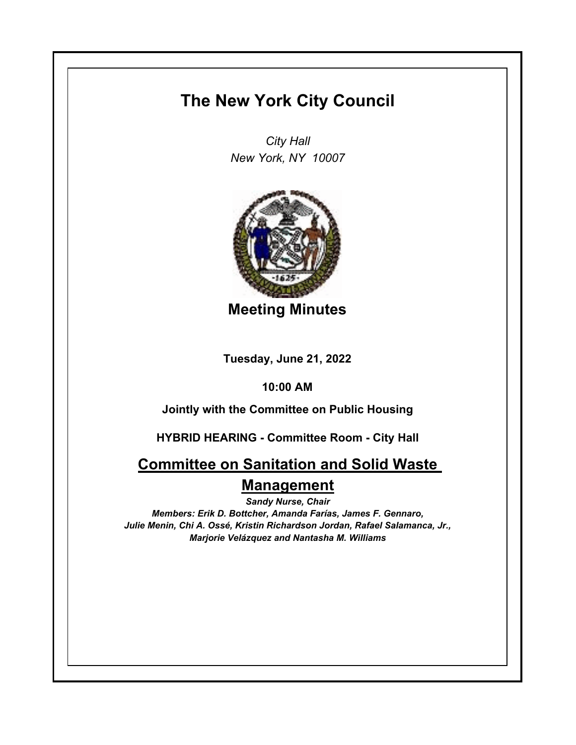# The New York City Council

*City Hall*
*New York, NY 10007*

## Meeting Minutes

**Tuesday, June 21, 2022**

**10:00 AM**

**Jointly with the Committee on Public Housing**

**HYBRID HEARING - Committee Room - City Hall**

## Committee on Sanitation and Solid Waste Management

***Sandy Nurse, Chair***

***Members: Erik D. Bottcher, Amanda Farías, James F. Gennaro, Julie Menin, Chi A. Ossé, Kristin Richardson Jordan, Rafael Salamanca, Jr., Marjorie Velázquez and Nantasha M. Williams***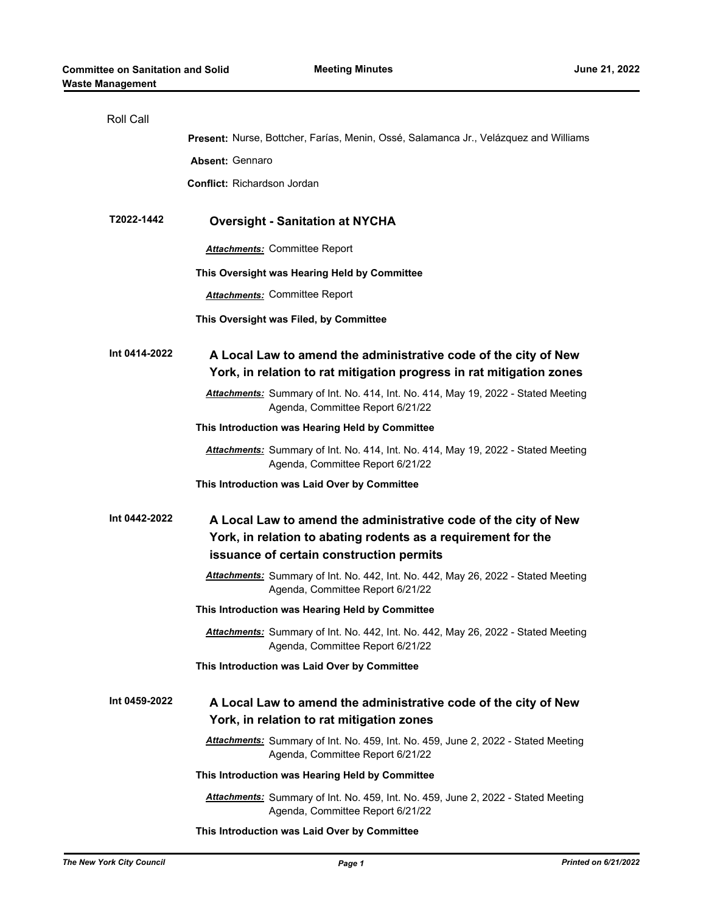Roll Call

**Present:** Nurse, Bottcher, Farías, Menin, Ossé, Salamanca Jr., Velázquez and Williams

**Absent:** Gennaro

**Conflict:** Richardson Jordan

## T2022-1442 Oversight - Sanitation at NYCHA

***Attachments:*** Committee Report

**This Oversight was Hearing Held by Committee**

***Attachments:*** Committee Report

**This Oversight was Filed, by Committee**

## Int 0414-2022 A Local Law to amend the administrative code of the city of New York, in relation to rat mitigation progress in rat mitigation zones

***Attachments:*** Summary of Int. No. 414, Int. No. 414, May 19, 2022 - Stated Meeting Agenda, Committee Report 6/21/22

**This Introduction was Hearing Held by Committee**

***Attachments:*** Summary of Int. No. 414, Int. No. 414, May 19, 2022 - Stated Meeting Agenda, Committee Report 6/21/22

**This Introduction was Laid Over by Committee**

## Int 0442-2022 A Local Law to amend the administrative code of the city of New York, in relation to abating rodents as a requirement for the issuance of certain construction permits

***Attachments:*** Summary of Int. No. 442, Int. No. 442, May 26, 2022 - Stated Meeting Agenda, Committee Report 6/21/22

**This Introduction was Hearing Held by Committee**

***Attachments:*** Summary of Int. No. 442, Int. No. 442, May 26, 2022 - Stated Meeting Agenda, Committee Report 6/21/22

**This Introduction was Laid Over by Committee**

## Int 0459-2022 A Local Law to amend the administrative code of the city of New York, in relation to rat mitigation zones

***Attachments:*** Summary of Int. No. 459, Int. No. 459, June 2, 2022 - Stated Meeting Agenda, Committee Report 6/21/22

**This Introduction was Hearing Held by Committee**

***Attachments:*** Summary of Int. No. 459, Int. No. 459, June 2, 2022 - Stated Meeting Agenda, Committee Report 6/21/22

**This Introduction was Laid Over by Committee**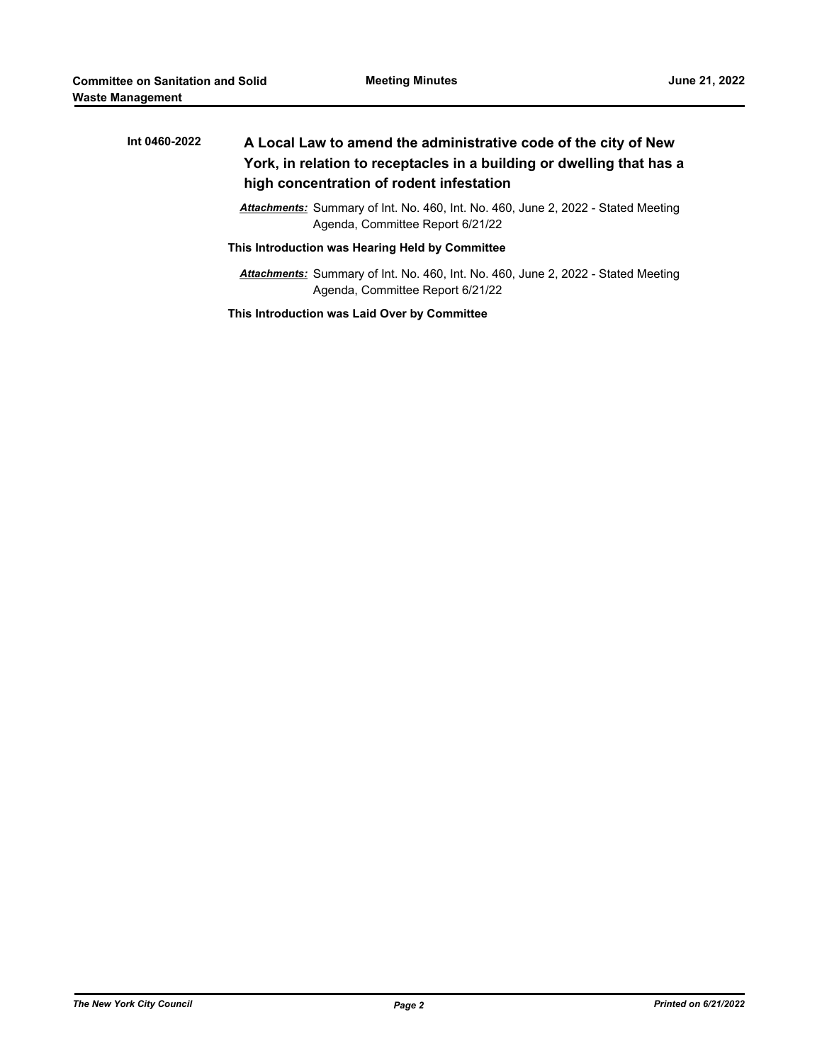**Int 0460-2022** **A Local Law to amend the administrative code of the city of New York, in relation to receptacles in a building or dwelling that has a high concentration of rodent infestation**

***Attachments:*** Summary of Int. No. 460, Int. No. 460, June 2, 2022 - Stated Meeting Agenda, Committee Report 6/21/22

**This Introduction was Hearing Held by Committee**

***Attachments:*** Summary of Int. No. 460, Int. No. 460, June 2, 2022 - Stated Meeting Agenda, Committee Report 6/21/22

**This Introduction was Laid Over by Committee**